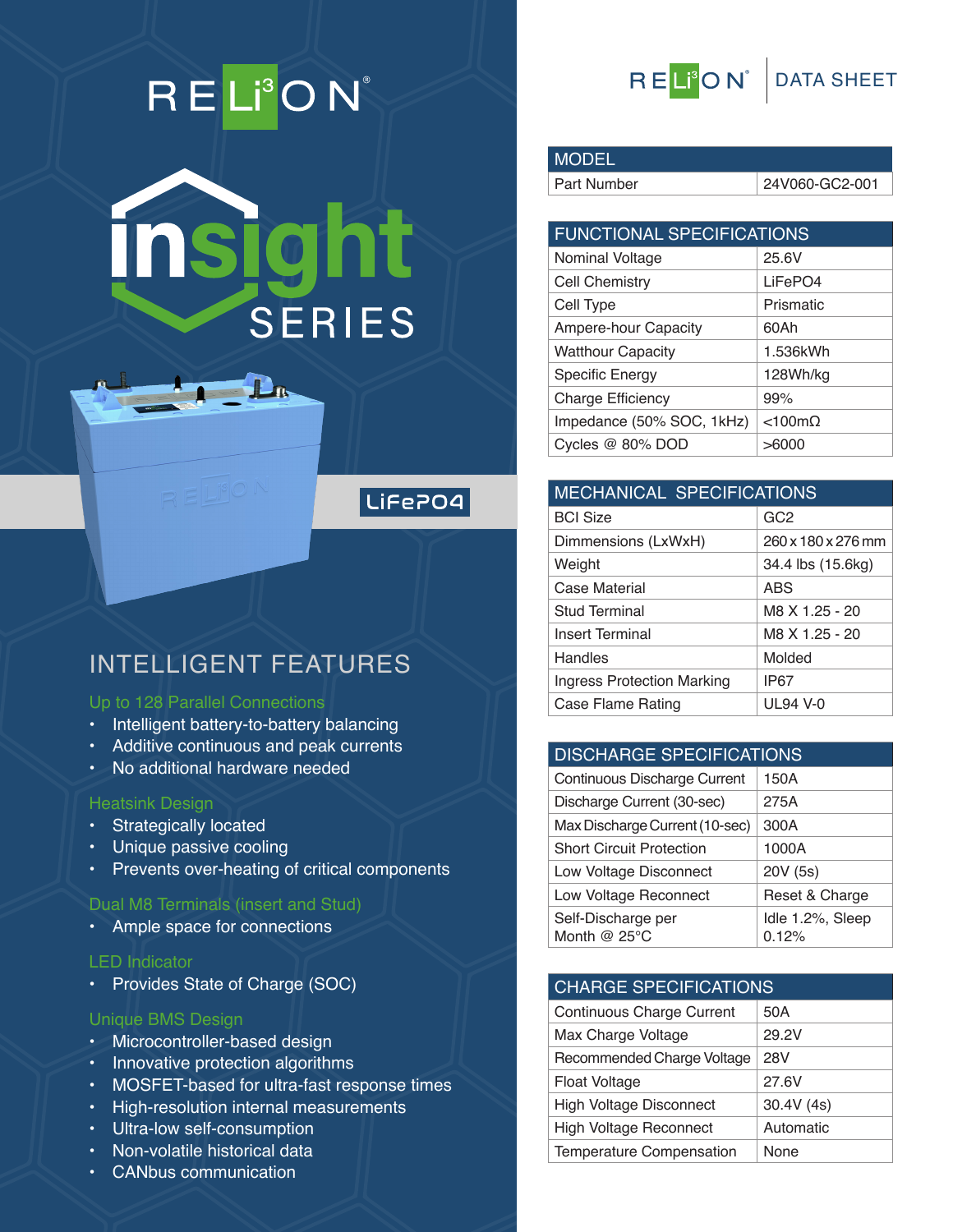# RELiON insight SERIES

LiFePO4

## INTELLIGENT FEATURES

### Up to 128 Parallel Connections

- Intelligent battery-to-battery balancing
- Additive continuous and peak currents
- No additional hardware needed

### Heatsink Design

- Strategically located
- Unique passive cooling
- Prevents over-heating of critical components

### Dual M8 Terminals (insert and Stud)

- Ample space for connections

### LED Indicator

- Provides State of Charge (SOC)

### Unique BMS Design

- Microcontroller-based design
- Innovative protection algorithms
- MOSFET-based for ultra-fast response times
- High-resolution internal measurements
- Ultra-low self-consumption
- Non-volatile historical data
- CANbus communication

## RELiON DATA SHEET

| MODEL | |
|---|---|
| Part Number | 24V060-GC2-001 |

| FUNCTIONAL SPECIFICATIONS | |
|---|---|
| Nominal Voltage | 25.6V |
| Cell Chemistry | LiFePO4 |
| Cell Type | Prismatic |
| Ampere-hour Capacity | 60Ah |
| Watthour Capacity | 1.536kWh |
| Specific Energy | 128Wh/kg |
| Charge Efficiency | 99% |
| Impedance (50% SOC, 1kHz) | <100mΩ |
| Cycles @ 80% DOD | >6000 |

| MECHANICAL SPECIFICATIONS | |
|---|---|
| BCI Size | GC2 |
| Dimmensions (LxWxH) | 260 x 180 x 276 mm |
| Weight | 34.4 lbs (15.6kg) |
| Case Material | ABS |
| Stud Terminal | M8 X 1.25 - 20 |
| Insert Terminal | M8 X 1.25 - 20 |
| Handles | Molded |
| Ingress Protection Marking | IP67 |
| Case Flame Rating | UL94 V-0 |

| DISCHARGE SPECIFICATIONS | |
|---|---|
| Continuous Discharge Current | 150A |
| Discharge Current (30-sec) | 275A |
| Max Discharge Current (10-sec) | 300A |
| Short Circuit Protection | 1000A |
| Low Voltage Disconnect | 20V (5s) |
| Low Voltage Reconnect | Reset & Charge |
| Self-Discharge per Month @ 25°C | Idle 1.2%, Sleep 0.12% |

| CHARGE SPECIFICATIONS | |
|---|---|
| Continuous Charge Current | 50A |
| Max Charge Voltage | 29.2V |
| Recommended Charge Voltage | 28V |
| Float Voltage | 27.6V |
| High Voltage Disconnect | 30.4V (4s) |
| High Voltage Reconnect | Automatic |
| Temperature Compensation | None |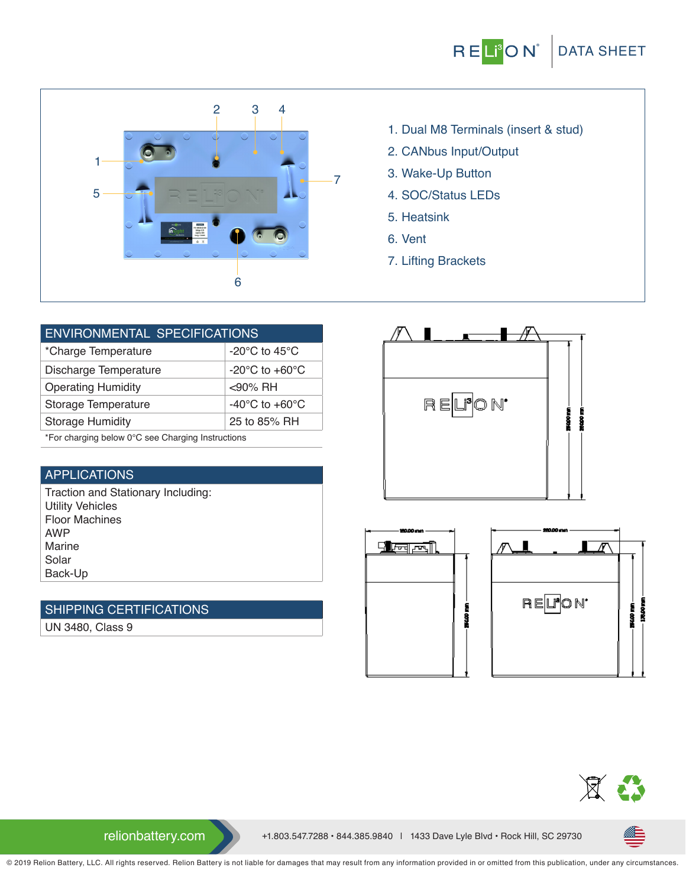1. Dual M8 Terminals (insert & stud)
2. CANbus Input/Output
3. Wake-Up Button
4. SOC/Status LEDs
5. Heatsink
6. Vent
7. Lifting Brackets

## ENVIRONMENTAL SPECIFICATIONS

| | |
|---|---|
| *Charge Temperature | -20°C to 45°C |
| Discharge Temperature | -20°C to +60°C |
| Operating Humidity | <90% RH |
| Storage Temperature | -40°C to +60°C |
| Storage Humidity | 25 to 85% RH |

*For charging below 0°C see Charging Instructions

## APPLICATIONS

Traction and Stationary Including:
Utility Vehicles
Floor Machines
AWP
Marine
Solar
Back-Up

## SHIPPING CERTIFICATIONS

UN 3480, Class 9

relionbattery.com

+1.803.547.7288 • 844.385.9840 | 1433 Dave Lyle Blvd • Rock Hill, SC 29730

© 2019 Relion Battery, LLC. All rights reserved. Relion Battery is not liable for damages that may result from any information provided in or omitted from this publication, under any circumstances.